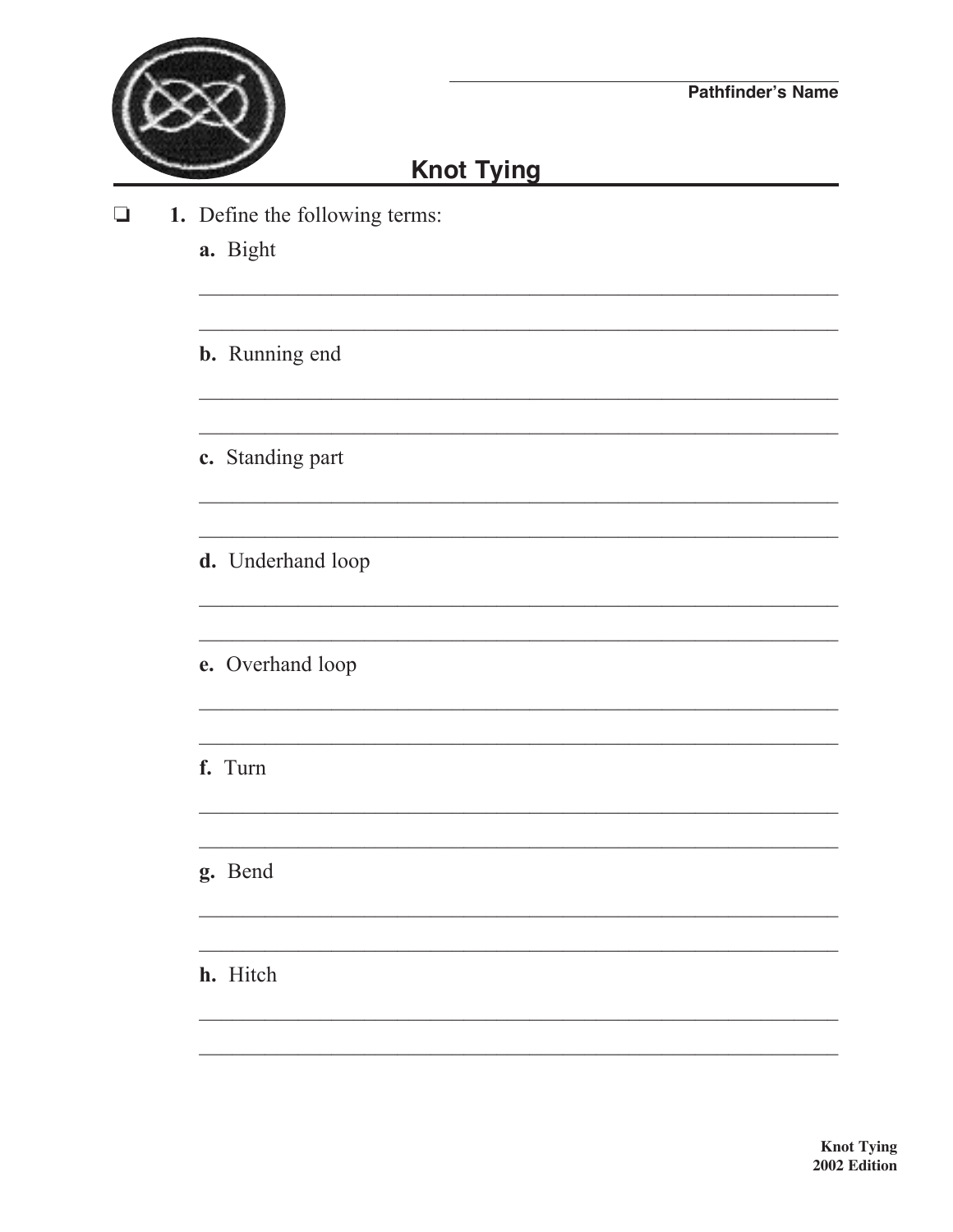Pathfinder's Name

# Knot Tying

❑ **1.** Define the following terms:

**a.** Bight

**b.** Running end

**c.** Standing part

**d.** Underhand loop

**e.** Overhand loop

**f.** Turn

**g.** Bend

**h.** Hitch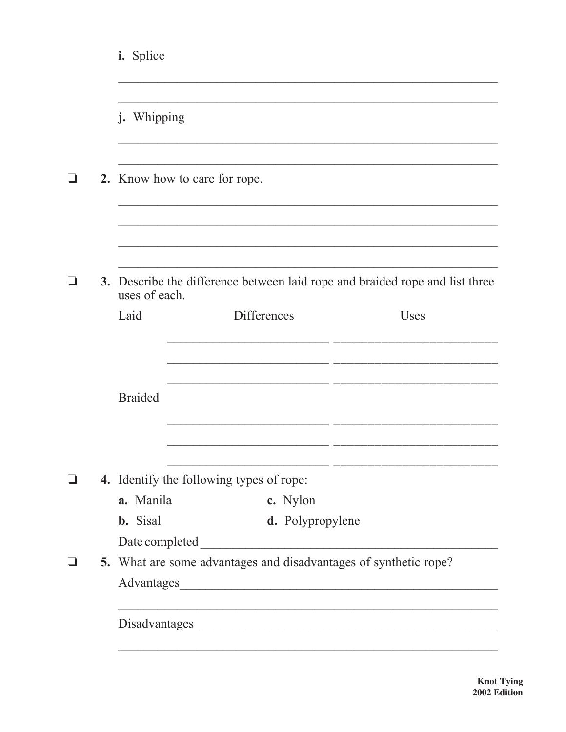**i.** Splice

______________________________________________________________

______________________________________________________________

**j.** Whipping

______________________________________________________________

______________________________________________________________

❏ **2.** Know how to care for rope.

______________________________________________________________

______________________________________________________________

______________________________________________________________

______________________________________________________________

❏ **3.** Describe the difference between laid rope and braided rope and list three uses of each.

| | Differences | Uses |
|---|---|---|
| Laid | | |
| | ____________________ | ____________________ |
| | ____________________ | ____________________ |
| | ____________________ | ____________________ |
| Braided | | |
| | ____________________ | ____________________ |
| | ____________________ | ____________________ |
| | ____________________ | ____________________ |

❏ **4.** Identify the following types of rope:

**a.** Manila
**b.** Sisal
**c.** Nylon
**d.** Polypropylene

Date completed ______________________________________________

❏ **5.** What are some advantages and disadvantages of synthetic rope?

Advantages__________________________________________________

______________________________________________________________

Disadvantages _______________________________________________

______________________________________________________________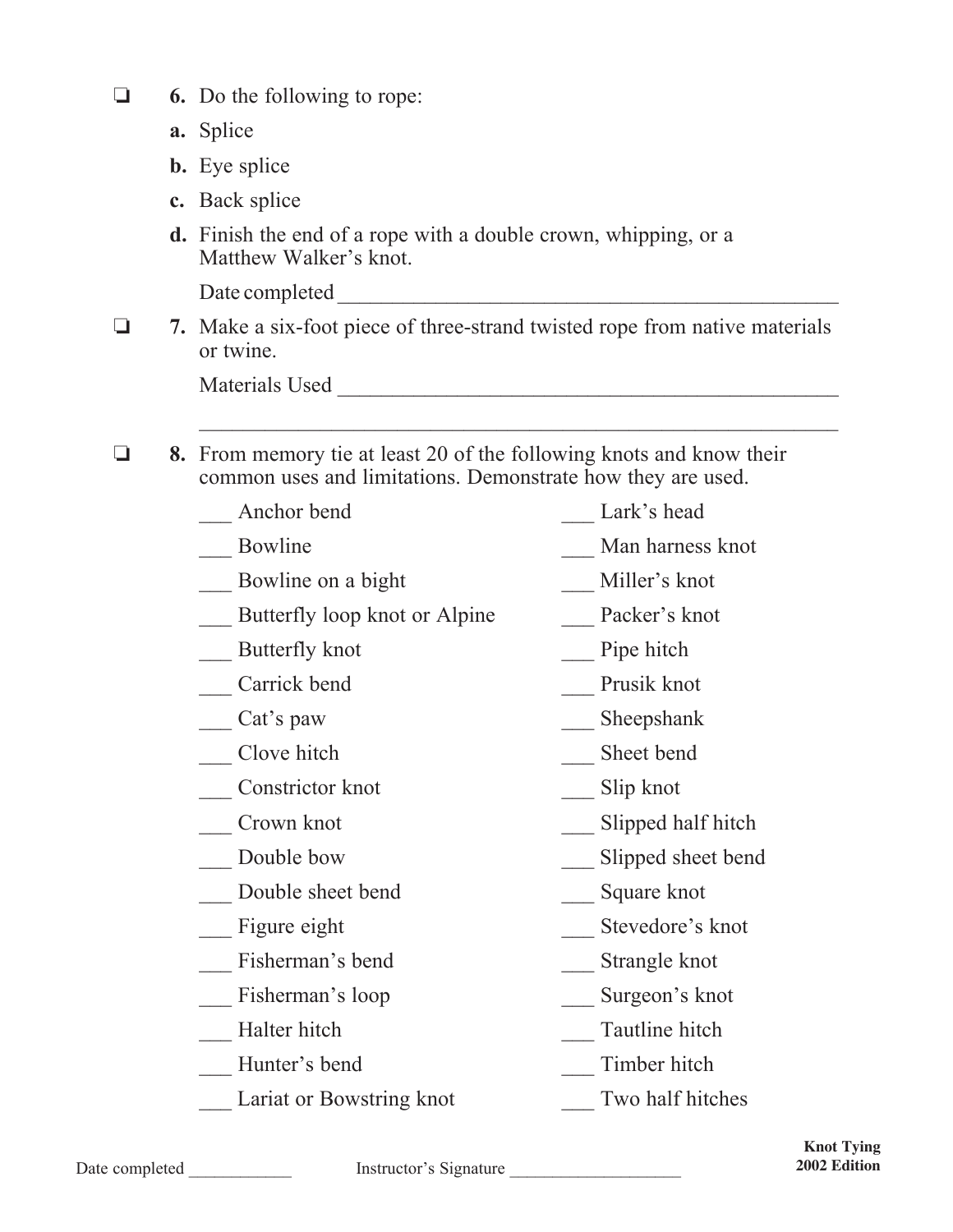❏ **6.** Do the following to rope:

**a.** Splice

**b.** Eye splice

**c.** Back splice

**d.** Finish the end of a rope with a double crown, whipping, or a Matthew Walker's knot.

Date completed ______________________________________________

❏ **7.** Make a six-foot piece of three-strand twisted rope from native materials or twine.

Materials Used ______________________________________________

______________________________________________

❏ **8.** From memory tie at least 20 of the following knots and know their common uses and limitations. Demonstrate how they are used.

___ Anchor bend
___ Bowline
___ Bowline on a bight
___ Butterfly loop knot or Alpine
___ Butterfly knot
___ Carrick bend
___ Cat's paw
___ Clove hitch
___ Constrictor knot
___ Crown knot
___ Double bow
___ Double sheet bend
___ Figure eight
___ Fisherman's bend
___ Fisherman's loop
___ Halter hitch
___ Hunter's bend
___ Lariat or Bowstring knot
___ Lark's head
___ Man harness knot
___ Miller's knot
___ Packer's knot
___ Pipe hitch
___ Prusik knot
___ Sheepshank
___ Sheet bend
___ Slip knot
___ Slipped half hitch
___ Slipped sheet bend
___ Square knot
___ Stevedore's knot
___ Strangle knot
___ Surgeon's knot
___ Tautline hitch
___ Timber hitch
___ Two half hitches

Date completed ____________ Instructor's Signature ____________________